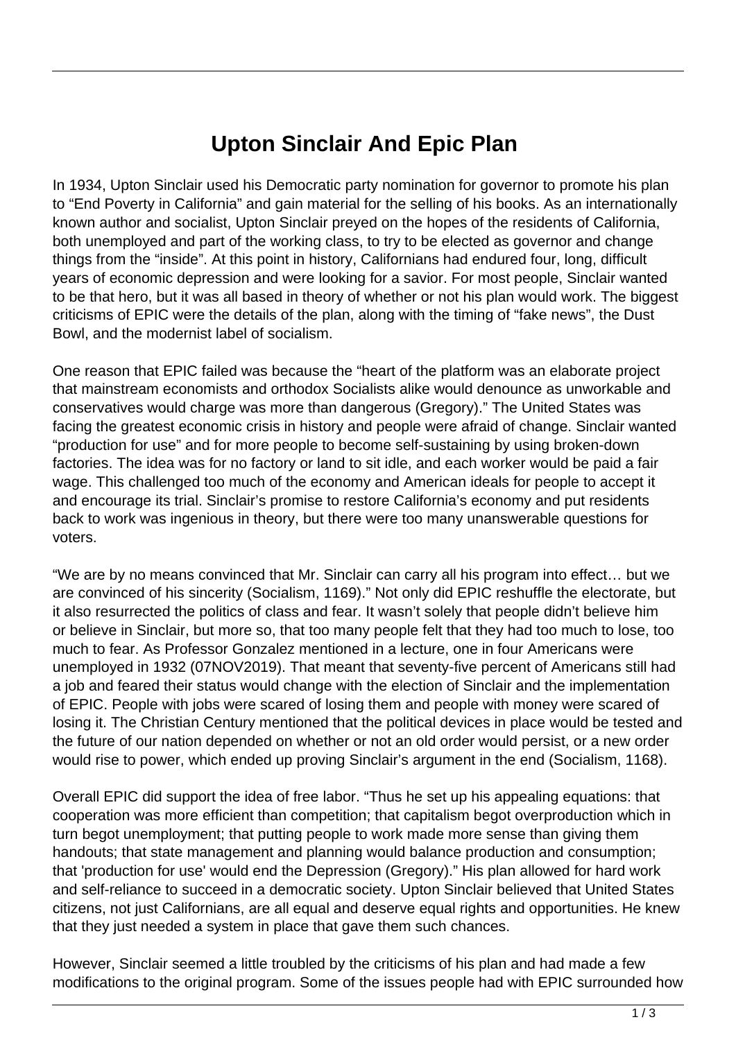# Upton Sinclair And Epic Plan

In 1934, Upton Sinclair used his Democratic party nomination for governor to promote his plan to "End Poverty in California" and gain material for the selling of his books. As an internationally known author and socialist, Upton Sinclair preyed on the hopes of the residents of California, both unemployed and part of the working class, to try to be elected as governor and change things from the "inside". At this point in history, Californians had endured four, long, difficult years of economic depression and were looking for a savior. For most people, Sinclair wanted to be that hero, but it was all based in theory of whether or not his plan would work. The biggest criticisms of EPIC were the details of the plan, along with the timing of "fake news", the Dust Bowl, and the modernist label of socialism.

One reason that EPIC failed was because the "heart of the platform was an elaborate project that mainstream economists and orthodox Socialists alike would denounce as unworkable and conservatives would charge was more than dangerous (Gregory)." The United States was facing the greatest economic crisis in history and people were afraid of change. Sinclair wanted "production for use" and for more people to become self-sustaining by using broken-down factories. The idea was for no factory or land to sit idle, and each worker would be paid a fair wage. This challenged too much of the economy and American ideals for people to accept it and encourage its trial. Sinclair's promise to restore California's economy and put residents back to work was ingenious in theory, but there were too many unanswerable questions for voters.

"We are by no means convinced that Mr. Sinclair can carry all his program into effect… but we are convinced of his sincerity (Socialism, 1169)." Not only did EPIC reshuffle the electorate, but it also resurrected the politics of class and fear. It wasn't solely that people didn't believe him or believe in Sinclair, but more so, that too many people felt that they had too much to lose, too much to fear. As Professor Gonzalez mentioned in a lecture, one in four Americans were unemployed in 1932 (07NOV2019). That meant that seventy-five percent of Americans still had a job and feared their status would change with the election of Sinclair and the implementation of EPIC. People with jobs were scared of losing them and people with money were scared of losing it. The Christian Century mentioned that the political devices in place would be tested and the future of our nation depended on whether or not an old order would persist, or a new order would rise to power, which ended up proving Sinclair's argument in the end (Socialism, 1168).

Overall EPIC did support the idea of free labor. "Thus he set up his appealing equations: that cooperation was more efficient than competition; that capitalism begot overproduction which in turn begot unemployment; that putting people to work made more sense than giving them handouts; that state management and planning would balance production and consumption; that 'production for use' would end the Depression (Gregory)." His plan allowed for hard work and self-reliance to succeed in a democratic society. Upton Sinclair believed that United States citizens, not just Californians, are all equal and deserve equal rights and opportunities. He knew that they just needed a system in place that gave them such chances.

However, Sinclair seemed a little troubled by the criticisms of his plan and had made a few modifications to the original program. Some of the issues people had with EPIC surrounded how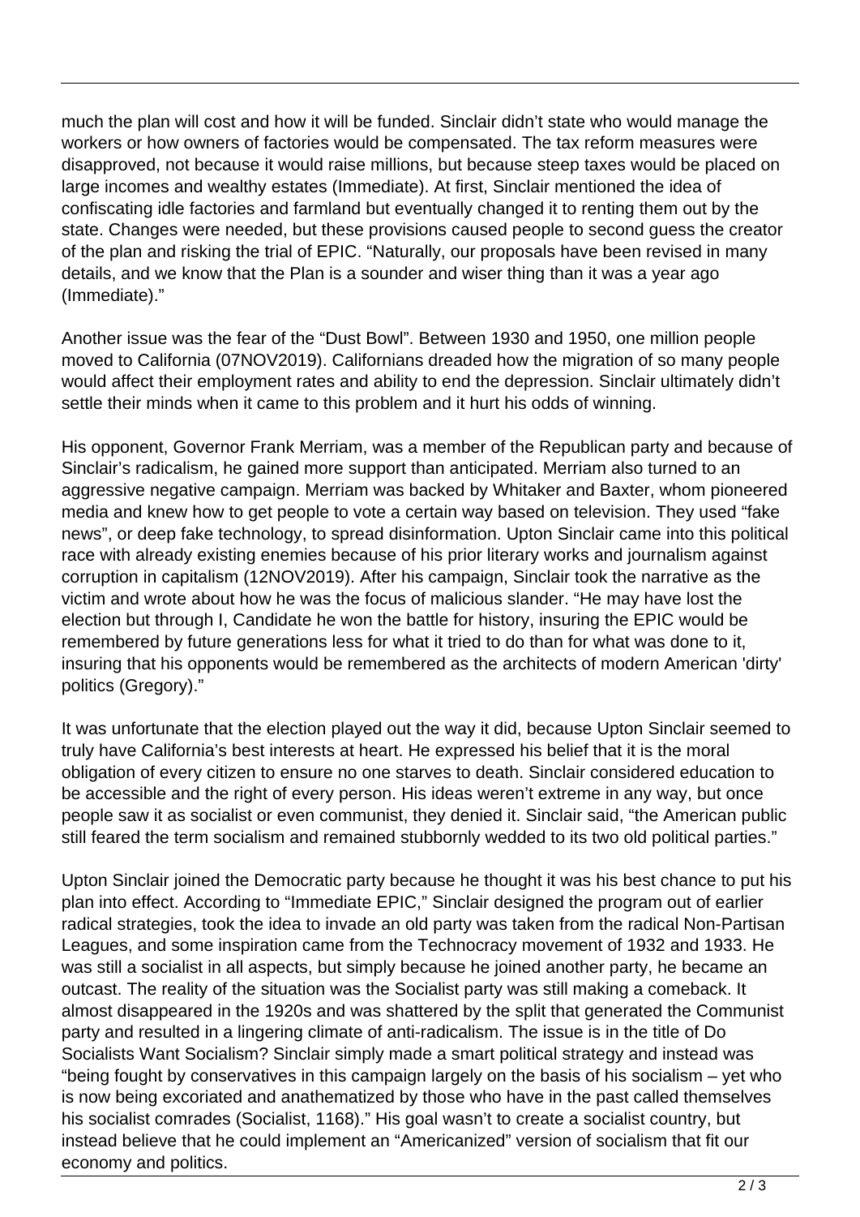much the plan will cost and how it will be funded. Sinclair didn't state who would manage the workers or how owners of factories would be compensated. The tax reform measures were disapproved, not because it would raise millions, but because steep taxes would be placed on large incomes and wealthy estates (Immediate). At first, Sinclair mentioned the idea of confiscating idle factories and farmland but eventually changed it to renting them out by the state. Changes were needed, but these provisions caused people to second guess the creator of the plan and risking the trial of EPIC. "Naturally, our proposals have been revised in many details, and we know that the Plan is a sounder and wiser thing than it was a year ago (Immediate)."

Another issue was the fear of the "Dust Bowl". Between 1930 and 1950, one million people moved to California (07NOV2019). Californians dreaded how the migration of so many people would affect their employment rates and ability to end the depression. Sinclair ultimately didn't settle their minds when it came to this problem and it hurt his odds of winning.

His opponent, Governor Frank Merriam, was a member of the Republican party and because of Sinclair's radicalism, he gained more support than anticipated. Merriam also turned to an aggressive negative campaign. Merriam was backed by Whitaker and Baxter, whom pioneered media and knew how to get people to vote a certain way based on television. They used "fake news", or deep fake technology, to spread disinformation. Upton Sinclair came into this political race with already existing enemies because of his prior literary works and journalism against corruption in capitalism (12NOV2019). After his campaign, Sinclair took the narrative as the victim and wrote about how he was the focus of malicious slander. "He may have lost the election but through I, Candidate he won the battle for history, insuring the EPIC would be remembered by future generations less for what it tried to do than for what was done to it, insuring that his opponents would be remembered as the architects of modern American 'dirty' politics (Gregory)."

It was unfortunate that the election played out the way it did, because Upton Sinclair seemed to truly have California's best interests at heart. He expressed his belief that it is the moral obligation of every citizen to ensure no one starves to death. Sinclair considered education to be accessible and the right of every person. His ideas weren't extreme in any way, but once people saw it as socialist or even communist, they denied it. Sinclair said, "the American public still feared the term socialism and remained stubbornly wedded to its two old political parties."

Upton Sinclair joined the Democratic party because he thought it was his best chance to put his plan into effect. According to "Immediate EPIC," Sinclair designed the program out of earlier radical strategies, took the idea to invade an old party was taken from the radical Non-Partisan Leagues, and some inspiration came from the Technocracy movement of 1932 and 1933. He was still a socialist in all aspects, but simply because he joined another party, he became an outcast. The reality of the situation was the Socialist party was still making a comeback. It almost disappeared in the 1920s and was shattered by the split that generated the Communist party and resulted in a lingering climate of anti-radicalism. The issue is in the title of Do Socialists Want Socialism? Sinclair simply made a smart political strategy and instead was "being fought by conservatives in this campaign largely on the basis of his socialism – yet who is now being excoriated and anathematized by those who have in the past called themselves his socialist comrades (Socialist, 1168)." His goal wasn't to create a socialist country, but instead believe that he could implement an "Americanized" version of socialism that fit our economy and politics.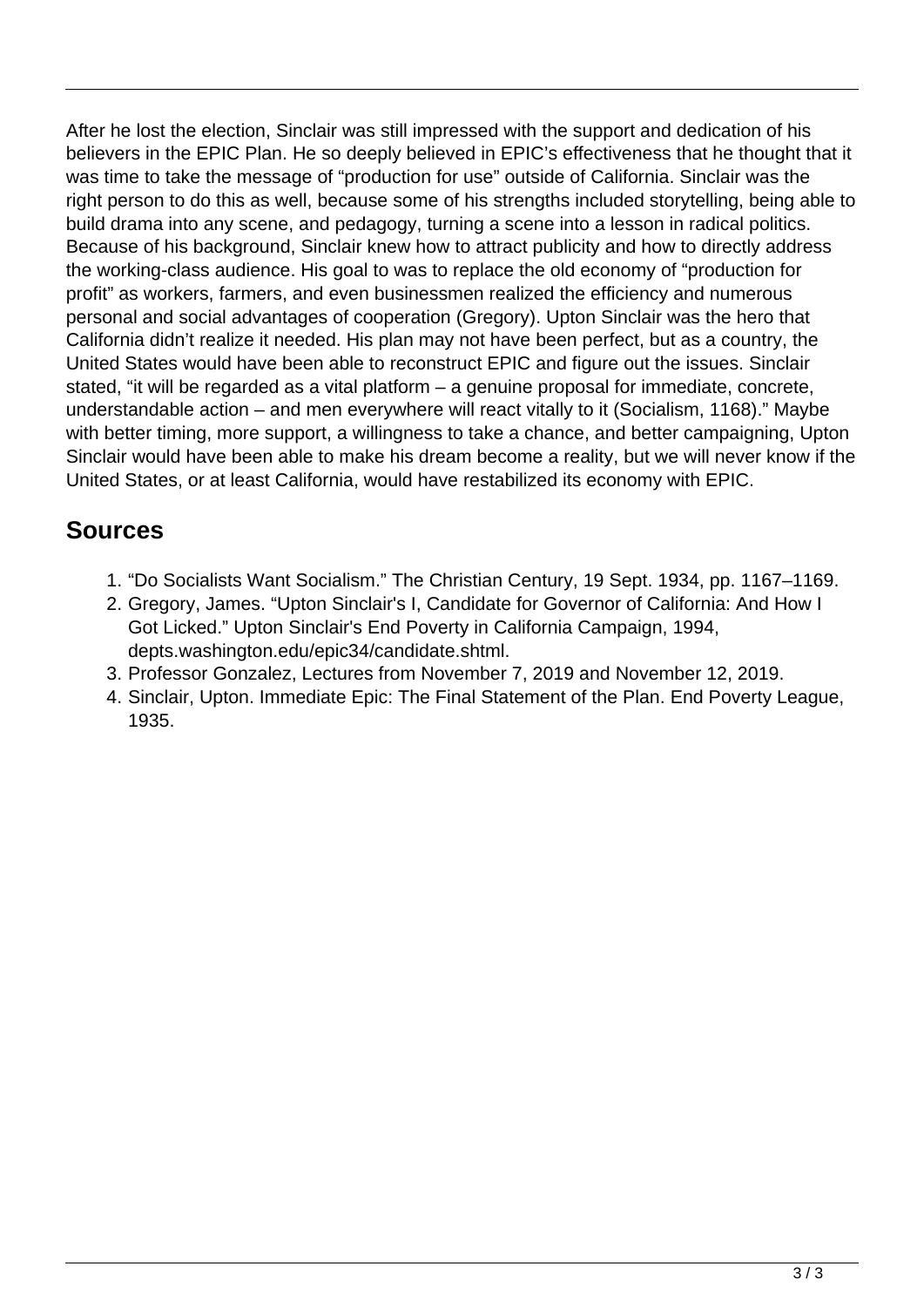After he lost the election, Sinclair was still impressed with the support and dedication of his believers in the EPIC Plan. He so deeply believed in EPIC's effectiveness that he thought that it was time to take the message of "production for use" outside of California. Sinclair was the right person to do this as well, because some of his strengths included storytelling, being able to build drama into any scene, and pedagogy, turning a scene into a lesson in radical politics. Because of his background, Sinclair knew how to attract publicity and how to directly address the working-class audience. His goal to was to replace the old economy of "production for profit" as workers, farmers, and even businessmen realized the efficiency and numerous personal and social advantages of cooperation (Gregory). Upton Sinclair was the hero that California didn't realize it needed. His plan may not have been perfect, but as a country, the United States would have been able to reconstruct EPIC and figure out the issues. Sinclair stated, "it will be regarded as a vital platform – a genuine proposal for immediate, concrete, understandable action – and men everywhere will react vitally to it (Socialism, 1168)." Maybe with better timing, more support, a willingness to take a chance, and better campaigning, Upton Sinclair would have been able to make his dream become a reality, but we will never know if the United States, or at least California, would have restabilized its economy with EPIC.

## Sources

1. "Do Socialists Want Socialism." The Christian Century, 19 Sept. 1934, pp. 1167–1169.
2. Gregory, James. "Upton Sinclair's I, Candidate for Governor of California: And How I Got Licked." Upton Sinclair's End Poverty in California Campaign, 1994, depts.washington.edu/epic34/candidate.shtml.
3. Professor Gonzalez, Lectures from November 7, 2019 and November 12, 2019.
4. Sinclair, Upton. Immediate Epic: The Final Statement of the Plan. End Poverty League, 1935.